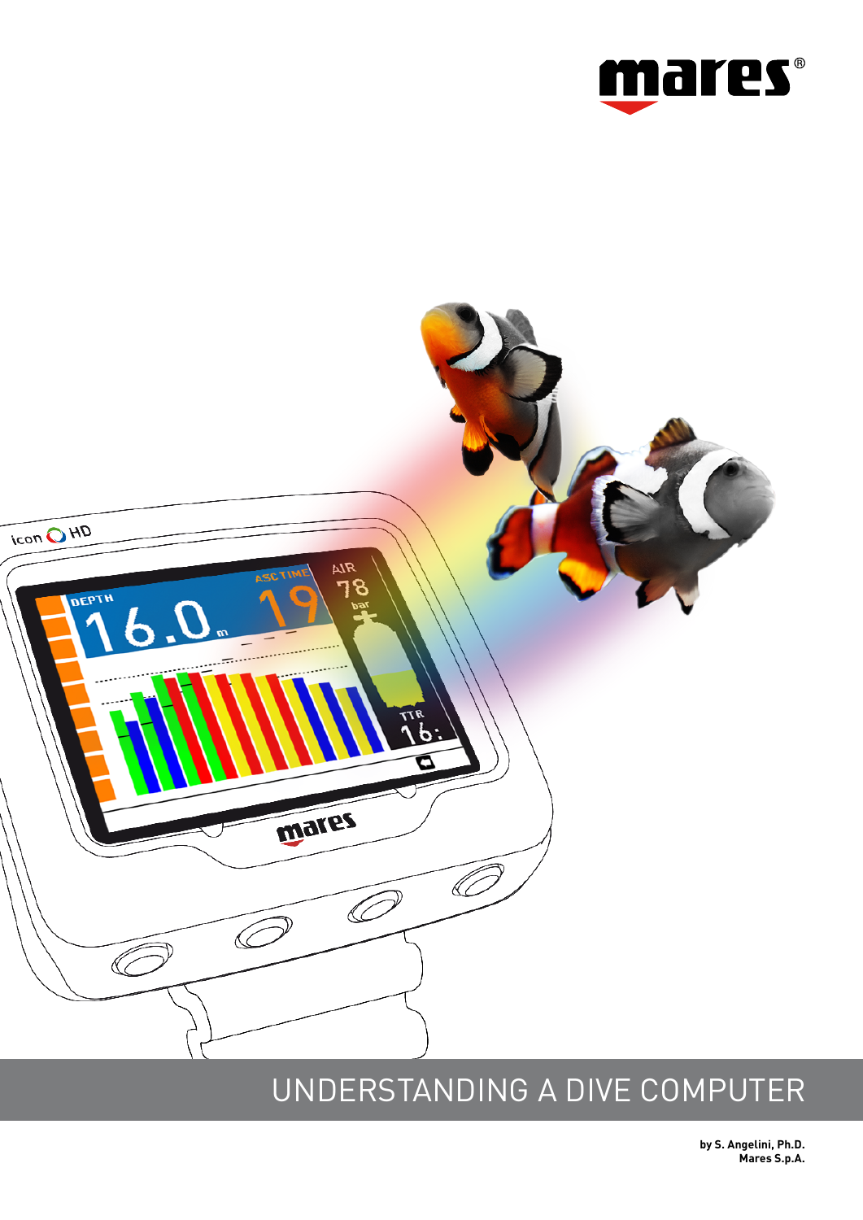mares®

# UNDERSTANDING A DIVE COMPUTER

**by S. Angelini, Ph.D.**
**Mares S.p.A.**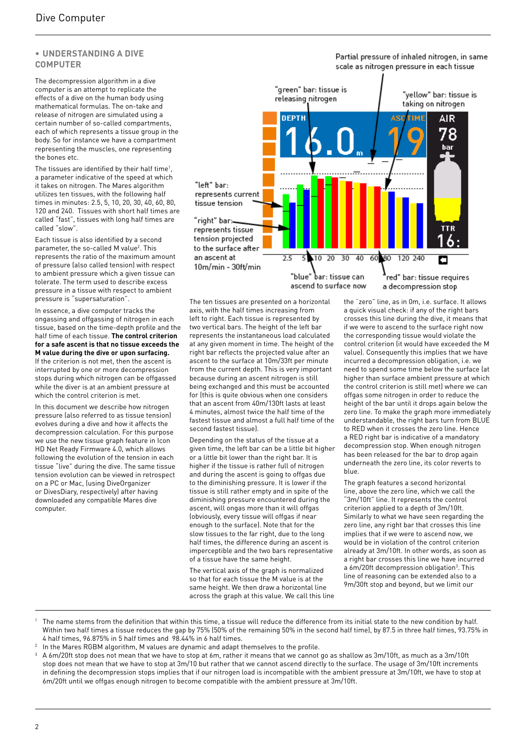## • UNDERSTANDING A DIVE COMPUTER

The decompression algorithm in a dive computer is an attempt to replicate the effects of a dive on the human body using mathematical formulas. The on-take and release of nitrogen are simulated using a certain number of so-called compartments, each of which represents a tissue group in the body. So for instance we have a compartment representing the muscles, one representing the bones etc.

The tissues are identified by their half time[1], a parameter indicative of the speed at which it takes on nitrogen. The Mares algorithm utilizes ten tissues, with the following half times in minutes: 2.5, 5, 10, 20, 30, 40, 60, 80, 120 and 240. Tissues with short half times are called "fast", tissues with long half times are called "slow".

Each tissue is also identified by a second parameter, the so-called M value[2]. This represents the ratio of the maximum amount of pressure (also called tension) with respect to ambient pressure which a given tissue can tolerate. The term used to describe excess pressure in a tissue with respect to ambient pressure is "supersaturation".

In essence, a dive computer tracks the ongassing and offgassing of nitrogen in each tissue, based on the time-depth profile and the half time of each tissue. **The control criterion for a safe ascent is that no tissue exceeds the M value during the dive or upon surfacing.** If the criterion is not met, then the ascent is interrupted by one or more decompression stops during which nitrogen can be offgassed while the diver is at an ambient pressure at which the control criterion is met.

In this document we describe how nitrogen pressure (also referred to as tissue tension) evolves during a dive and how it affects the decompression calculation. For this purpose we use the new tissue graph feature in Icon HD Net Ready Firmware 4.0, which allows following the evolution of the tension in each tissue "live" during the dive. The same tissue tension evolution can be viewed in retrospect on a PC or Mac, (using DiveOrganizer or DivesDiary, respectively) after having downloaded any compatible Mares dive computer.

Partial pressure of inhaled nitrogen, in same scale as nitrogen pressure in each tissue

"green" bar: tissue is releasing nitrogen

"yellow" bar: tissue is taking on nitrogen

DEPTH 16.0 m ASC TIME 19 AIR 78 bar TTR 16:

"left" bar: represents current tissue tension

"right" bar: represents tissue tension projected to the surface after an ascent at 10m/min - 30ft/min

2.5 5 10 20 30 40 60 80 120 240

"blue" bar: tissue can ascend to surface now

"red" bar: tissue requires a decompression stop

The ten tissues are presented on a horizontal axis, with the half times increasing from left to right. Each tissue is represented by two vertical bars. The height of the left bar represents the instantaneous load calculated at any given moment in time. The height of the right bar reflects the projected value after an ascent to the surface at 10m/33ft per minute from the current depth. This is very important because during an ascent nitrogen is still being exchanged and this must be accounted for (this is quite obvious when one considers that an ascent from 40m/130ft lasts at least 4 minutes, almost twice the half time of the fastest tissue and almost a full half time of the second fastest tissue).

Depending on the status of the tissue at a given time, the left bar can be a little bit higher or a little bit lower than the right bar. It is higher if the tissue is rather full of nitrogen and during the ascent is going to offgas due to the diminishing pressure. It is lower if the tissue is still rather empty and in spite of the diminishing pressure encountered during the ascent, will ongas more than it will offgas (obviously, every tissue will offgas if near enough to the surface). Note that for the slow tissues to the far right, due to the long half times, the difference during an ascent is imperceptible and the two bars representative of a tissue have the same height.

The vertical axis of the graph is normalized so that for each tissue the M value is at the same height. We then draw a horizontal line across the graph at this value. We call this line the "zero" line, as in 0m, i.e. surface. It allows a quick visual check: if any of the right bars crosses this line during the dive, it means that if we were to ascend to the surface right now the corresponding tissue would violate the control criterion (it would have exceeded the M value). Consequently this implies that we have incurred a decompression obligation, i.e. we need to spend some time below the surface (at higher than surface ambient pressure at which the control criterion is still met) where we can offgas some nitrogen in order to reduce the height of the bar until it drops again below the zero line. To make the graph more immediately understandable, the right bars turn from BLUE to RED when it crosses the zero line. Hence a RED right bar is indicative of a mandatory decompression stop. When enough nitrogen has been released for the bar to drop again underneath the zero line, its color reverts to blue.

The graph features a second horizontal line, above the zero line, which we call the "3m/10ft" line. It represents the control criterion applied to a depth of 3m/10ft. Similarly to what we have seen regarding the zero line, any right bar that crosses this line implies that if we were to ascend now, we would be in violation of the control criterion already at 3m/10ft. In other words, as soon as a right bar crosses this line we have incurred a 6m/20ft decompression obligation[3]. This line of reasoning can be extended also to a 9m/30ft stop and beyond, but we limit our

---

[1] The name stems from the definition that within this time, a tissue will reduce the difference from its initial state to the new condition by half. Within two half times a tissue reduces the gap by 75% (50% of the remaining 50% in the second half time), by 87.5 in three half times, 93.75% in 4 half times, 96.875% in 5 half times and 98.44% in 6 half times.

[2] In the Mares RGBM algorithm, M values are dynamic and adapt themselves to the profile.

[3] A 6m/20ft stop does not mean that we have to stop at 6m, rather it means that we cannot go as shallow as 3m/10ft, as much as a 3m/10ft stop does not mean that we have to stop at 3m/10 but rather that we cannot ascend directly to the surface. The usage of 3m/10ft increments in defining the decompression stops implies that if our nitrogen load is incompatible with the ambient pressure at 3m/10ft, we have to stop at 6m/20ft until we offgas enough nitrogen to become compatible with the ambient pressure at 3m/10ft.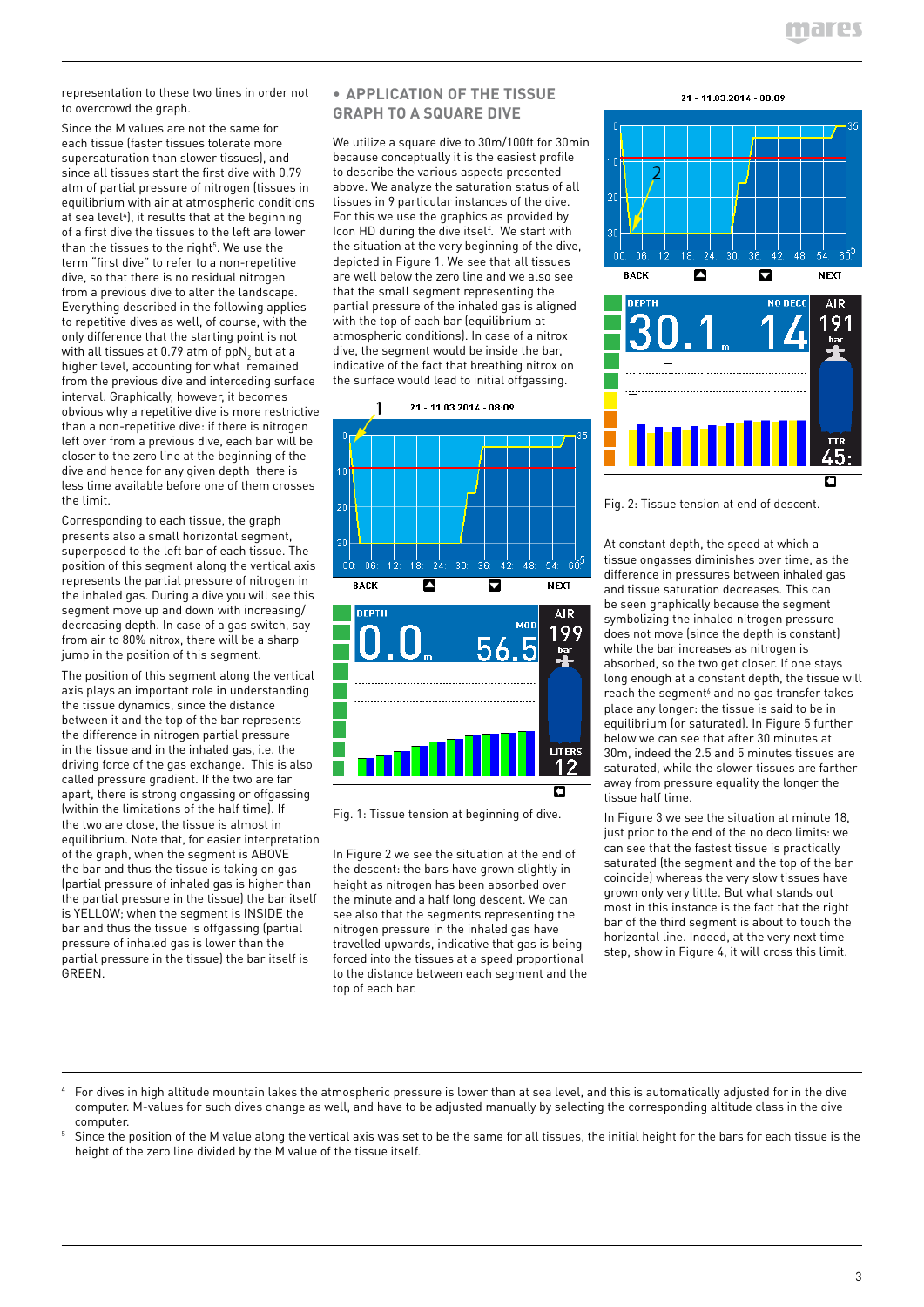representation to these two lines in order not to overcrowd the graph.

Since the M values are not the same for each tissue (faster tissues tolerate more supersaturation than slower tissues), and since all tissues start the first dive with 0.79 atm of partial pressure of nitrogen (tissues in equilibrium with air at atmospheric conditions at sea level[4]), it results that at the beginning of a first dive the tissues to the left are lower than the tissues to the right[5]. We use the term "first dive" to refer to a non-repetitive dive, so that there is no residual nitrogen from a previous dive to alter the landscape. Everything described in the following applies to repetitive dives as well, of course, with the only difference that the starting point is not with all tissues at 0.79 atm of $ppN_2$ but at a higher level, accounting for what remained from the previous dive and interceding surface interval. Graphically, however, it becomes obvious why a repetitive dive is more restrictive than a non-repetitive dive: if there is nitrogen left over from a previous dive, each bar will be closer to the zero line at the beginning of the dive and hence for any given depth there is less time available before one of them crosses the limit.

Corresponding to each tissue, the graph presents also a small horizontal segment, superposed to the left bar of each tissue. The position of this segment along the vertical axis represents the partial pressure of nitrogen in the inhaled gas. During a dive you will see this segment move up and down with increasing/decreasing depth. In case of a gas switch, say from air to 80% nitrox, there will be a sharp jump in the position of this segment.

The position of this segment along the vertical axis plays an important role in understanding the tissue dynamics, since the distance between it and the top of the bar represents the difference in nitrogen partial pressure in the tissue and in the inhaled gas, i.e. the driving force of the gas exchange. This is also called pressure gradient. If the two are far apart, there is strong ongassing or offgassing (within the limitations of the half time). If the two are close, the tissue is almost in equilibrium. Note that, for easier interpretation of the graph, when the segment is ABOVE the bar and thus the tissue is taking on gas (partial pressure of inhaled gas is higher than the partial pressure in the tissue) the bar itself is YELLOW; when the segment is INSIDE the bar and thus the tissue is offgassing (partial pressure of inhaled gas is lower than the partial pressure in the tissue) the bar itself is GREEN.

## • APPLICATION OF THE TISSUE GRAPH TO A SQUARE DIVE

We utilize a square dive to 30m/100ft for 30min because conceptually it is the easiest profile to describe the various aspects presented above. We analyze the saturation status of all tissues in 9 particular instances of the dive. For this we use the graphics as provided by Icon HD during the dive itself. We start with the situation at the very beginning of the dive, depicted in Figure 1. We see that all tissues are well below the zero line and we also see that the small segment representing the partial pressure of the inhaled gas is aligned with the top of each bar (partial pressure of nitrogen at atmospheric conditions). In case of a nitrox dive, the segment would be inside the bar, indicative of the fact that breathing nitrox on the surface would lead to initial offgassing.

Fig. 1: Tissue tension at beginning of dive.

In Figure 2 we see the situation at the end of the descent: the bars have grown slightly in height as nitrogen has been absorbed over the minute and a half long descent. We can see also that the segments representing the nitrogen pressure in the inhaled gas have travelled upwards, indicative that gas is being forced into the tissues at a speed proportional to the distance between each segment and the top of each bar.

Fig. 2: Tissue tension at end of descent.

At constant depth, the speed at which a tissue ongasses diminishes over time, as the difference in pressures between inhaled gas and tissue saturation decreases. This can be seen graphically because the segment symbolizing the inhaled nitrogen pressure does not move (since the depth is constant) while the bar increases as nitrogen is absorbed, so the two get closer. If one stays long enough at a constant depth, the tissue will reach the segment[6] and no gas transfer takes place any longer: the tissue is said to be in equilibrium (or saturated). In Figure 5 further below we can see that after 30 minutes at 30m, indeed the 2.5 and 5 minutes tissues are saturated, while the slower tissues are farther away from pressure equality the longer the tissue half time.

In Figure 3 we see the situation at minute 18, just prior to the end of the no deco limits: we can see that the fastest tissue is practically saturated (the segment and the top of the bar coincide) whereas the very slow tissues have grown only very little. But what stands out most in this instance is the fact that the right bar of the third segment is about to touch the horizontal line. Indeed, at the very next time step, show in Figure 4, it will cross this limit.

---

[4] For dives in high altitude mountain lakes the atmospheric pressure is lower than at sea level, and this is automatically adjusted for in the dive computer. M-values for such dives change as well, and have to be adjusted manually by selecting the corresponding altitude class in the dive computer.

[5] Since the position of the M value along the vertical axis was set to be the same for all tissues, the initial height for the bars for each tissue is the height of the zero line divided by the M value of the tissue itself.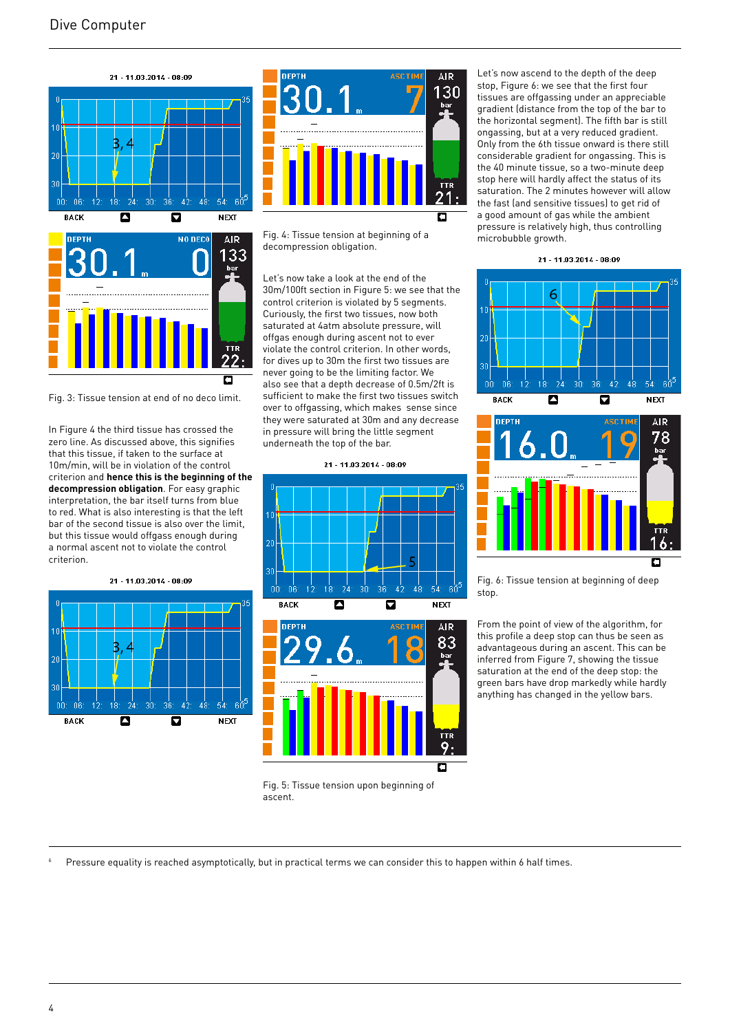Fig. 3: Tissue tension at end of no deco limit.

In Figure 4 the third tissue has crossed the zero line. As discussed above, this signifies that this tissue, if taken to the surface at 10m/min, will be in violation of the control criterion and **hence this is the beginning of the decompression obligation**. For easy graphic interpretation, the bar itself turns from blue to red. What is also interesting is that the left bar of the second tissue is also over the limit, but this tissue would offgass enough during a normal ascent not to violate the control criterion.

Fig. 4: Tissue tension at beginning of a decompression obligation.

Let's now take a look at the end of the 30m/100ft section in Figure 5: we see that the control criterion is violated by 5 segments. Curiously, the first two tissues, now both saturated at 4atm absolute pressure, will offgas enough during ascent not to ever violate the control criterion. In other words, for dives up to 30m the first two tissues are never going to be the limiting factor. We also see that a depth decrease of 0.5m/2ft is sufficient to make the first two tissues switch over to offgassing, which makes sense since they were saturated at 30m and any decrease in pressure will bring the little segment underneath the top of the bar.

Fig. 5: Tissue tension upon beginning of ascent.

Let's now ascend to the depth of the deep stop, Figure 6: we see that the first four tissues are offgassing under an appreciable gradient (distance from the top of the bar to the horizontal segment). The fifth bar is still ongassing, but at a very reduced gradient. Only from the 6th tissue onward is there still considerable gradient for ongassing. This is the 40 minute tissue, so a two-minute deep stop here will hardly affect the status of its saturation. The 2 minutes however will allow the fast (and sensitive tissues) to get rid of a good amount of gas while the ambient pressure is relatively high, thus controlling microbubble growth.

Fig. 6: Tissue tension at beginning of deep stop.

From the point of view of the algorithm, for this profile a deep stop can thus be seen as advantageous during an ascent. This can be inferred from Figure 7, showing the tissue saturation at the end of the deep stop: the green bars have drop markedly while hardly anything has changed in the yellow bars.

---

[6] Pressure equality is reached asymptotically, but in practical terms we can consider this to happen within 6 half times.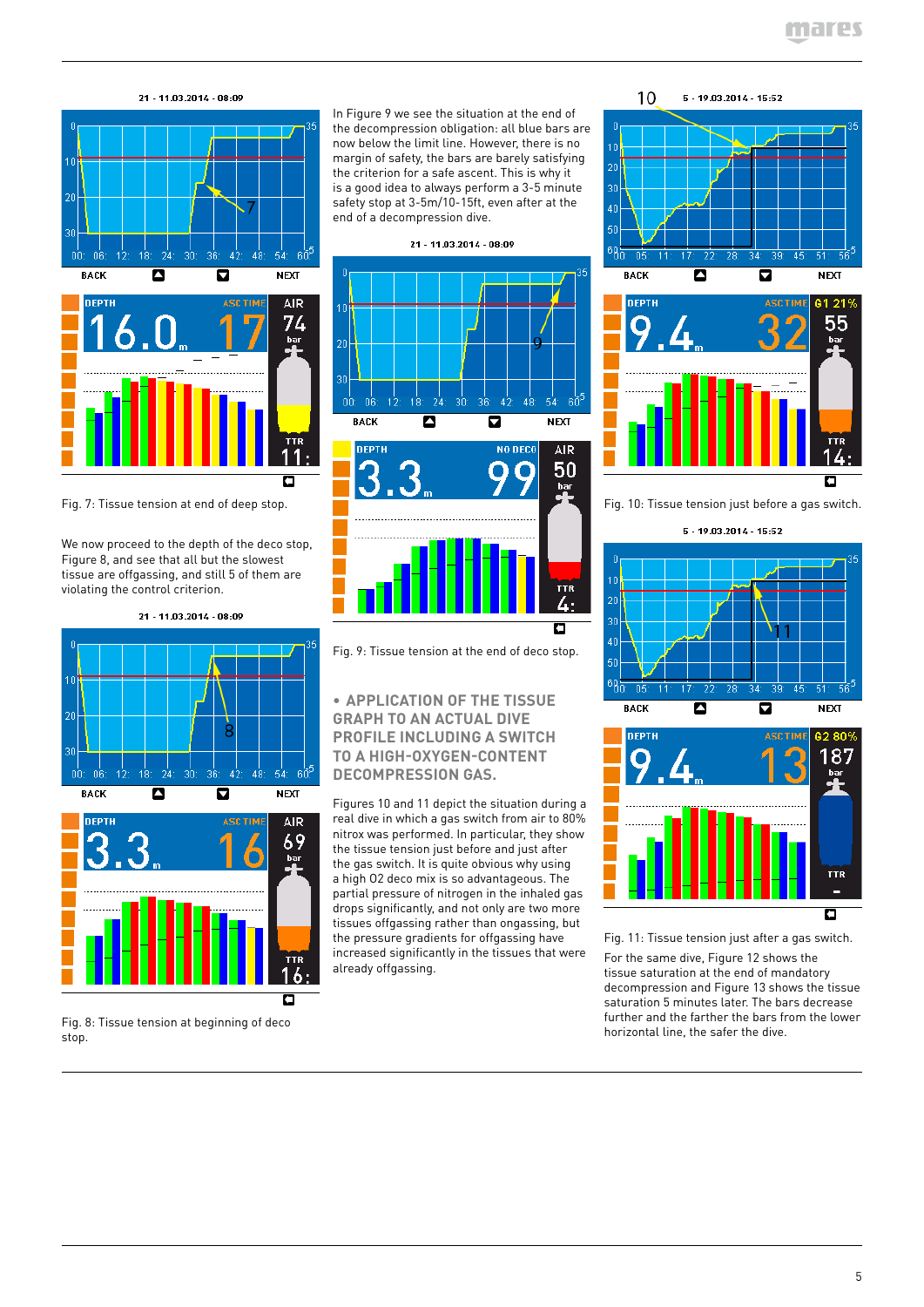Fig. 7: Tissue tension at end of deep stop.

We now proceed to the depth of the deco stop, Figure 8, and see that all but the slowest tissue are offgassing, and still 5 of them are violating the control criterion.

Fig. 8: Tissue tension at beginning of deco stop.

In Figure 9 we see the situation at the end of the decompression obligation: all blue bars are now below the limit line. However, there is no margin of safety, the bars are barely satisfying the criterion for a safe ascent. This is why it is a good idea to always perform a 3-5 minute safety stop at 3-5m/10-15ft, even after at the end of a decompression dive.

Fig. 9: Tissue tension at the end of deco stop.

## • APPLICATION OF THE TISSUE GRAPH TO AN ACTUAL DIVE PROFILE INCLUDING A SWITCH TO A HIGH-OXYGEN-CONTENT DECOMPRESSION GAS.

Figures 10 and 11 depict the situation during a real dive in which a gas switch from air to 80% nitrox was performed. In particular, they show the tissue tension just before and just after the gas switch. It is quite obvious why using a high O2 deco mix is so advantageous. The partial pressure of nitrogen in the inhaled gas drops significantly, and not only are two more tissues offgassing rather than ongassing, but the pressure gradients for offgassing have increased significantly in the tissues that were already offgassing.

Fig. 10: Tissue tension just before a gas switch.

Fig. 11: Tissue tension just after a gas switch.

For the same dive, Figure 12 shows the tissue saturation at the end of mandatory decompression and Figure 13 shows the tissue saturation 5 minutes later. The bars decrease further and the farther the bars from the lower horizontal line, the safer the dive.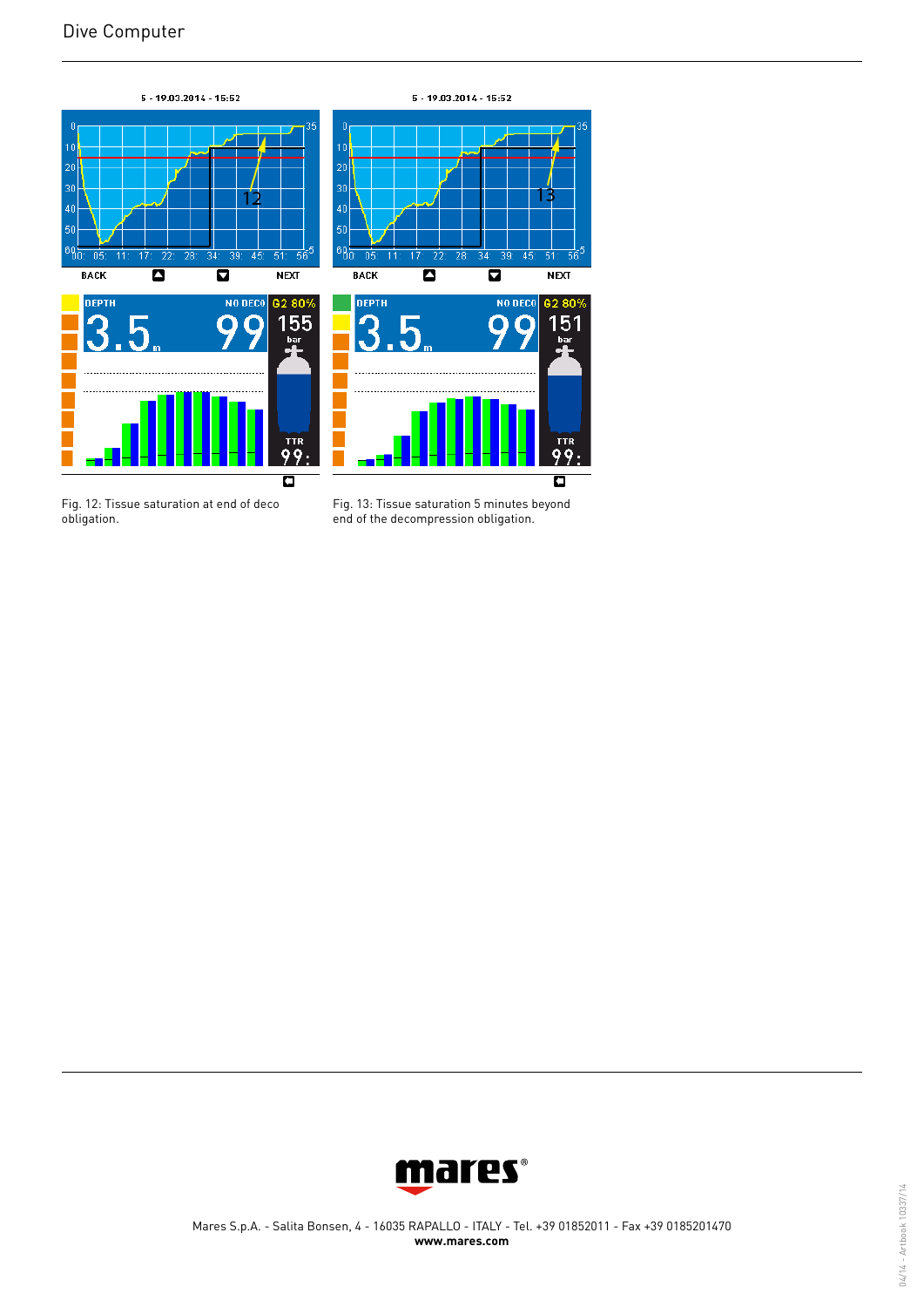5 - 19.03.2014 - 15:52

0
10
20
30
40
50
60
35
-5
00: 05: 11: 17: 22: 28: 34: 39: 45: 51: 56:
12

BACK
NEXT

DEPTH
NO DECO
G2 80%
3.5 m
99
155
bar
TTR
99:

Fig. 12: Tissue saturation at end of deco obligation.

5 - 19.03.2014 - 15:52

0
10
20
30
40
50
60
35
-5
00 05 11 17 22 28 34 39 45 51 56
13

BACK
NEXT

DEPTH
NO DECO
G2 80%
3.5 m
99
151
bar
TTR
99:

Fig. 13: Tissue saturation 5 minutes beyond end of the decompression obligation.

mares®

Mares S.p.A. - Salita Bonsen, 4 - 16035 RAPALLO - ITALY - Tel. +39 01852011 - Fax +39 0185201470
**www.mares.com**

04/14 - Artbook 10037/14